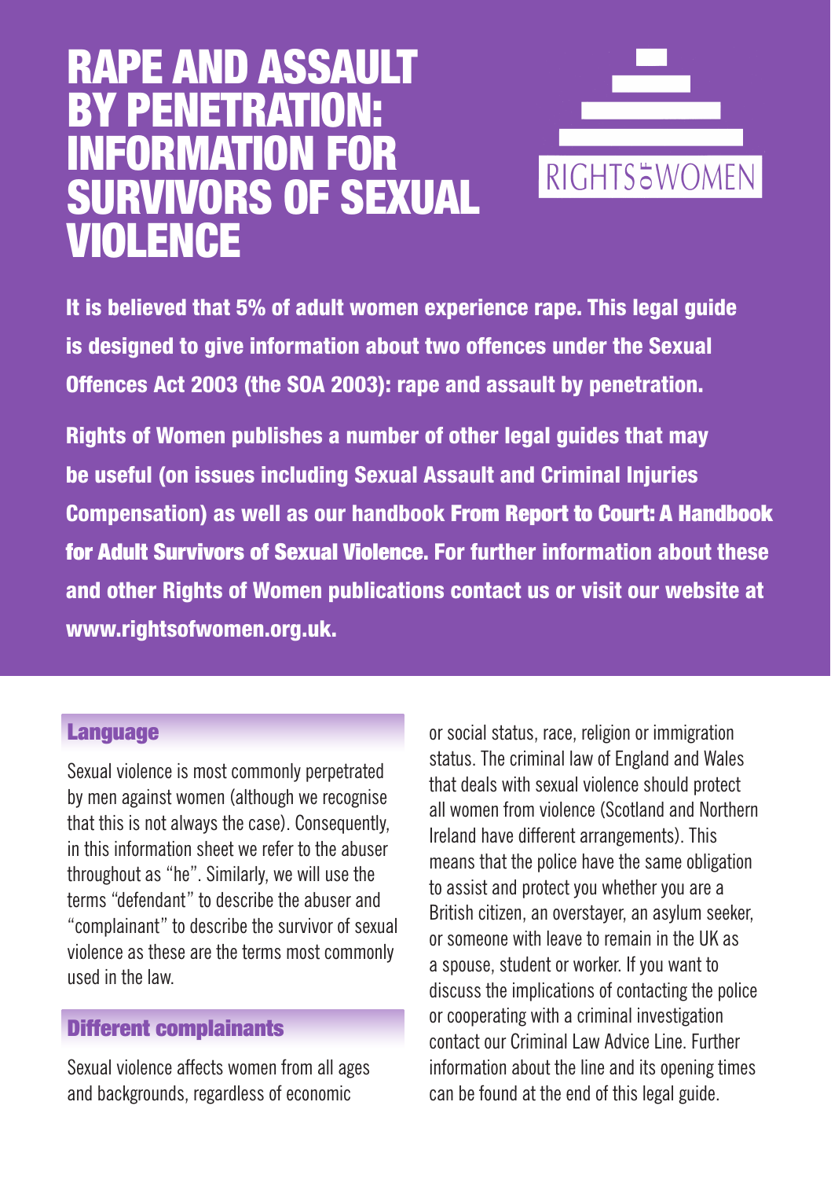# RAPE AND ASSAULT BY PENETRATION: INFORMATION FOR SURVIVORS OF SEXUAL VIOLENCE

RIGHTS of WOMEN

**It is believed that 5% of adult women experience rape. This legal guide is designed to give information about two offences under the Sexual Offences Act 2003 (the SOA 2003): rape and assault by penetration.**

**Rights of Women publishes a number of other legal guides that may be useful (on issues including Sexual Assault and Criminal Injuries Compensation) as well as our handbook From Report to Court: A Handbook for Adult Survivors of Sexual Violence. For further information about these and other Rights of Women publications contact us or visit our website at www.rightsofwomen.org.uk.**

## Language

Sexual violence is most commonly perpetrated by men against women (although we recognise that this is not always the case). Consequently, in this information sheet we refer to the abuser throughout as "he". Similarly, we will use the terms "defendant" to describe the abuser and "complainant" to describe the survivor of sexual violence as these are the terms most commonly used in the law.

## Different complainants

Sexual violence affects women from all ages and backgrounds, regardless of economic or social status, race, religion or immigration status. The criminal law of England and Wales that deals with sexual violence should protect all women from violence (Scotland and Northern Ireland have different arrangements). This means that the police have the same obligation to assist and protect you whether you are a British citizen, an overstayer, an asylum seeker, or someone with leave to remain in the UK as a spouse, student or worker. If you want to discuss the implications of contacting the police or cooperating with a criminal investigation contact our Criminal Law Advice Line. Further information about the line and its opening times can be found at the end of this legal guide.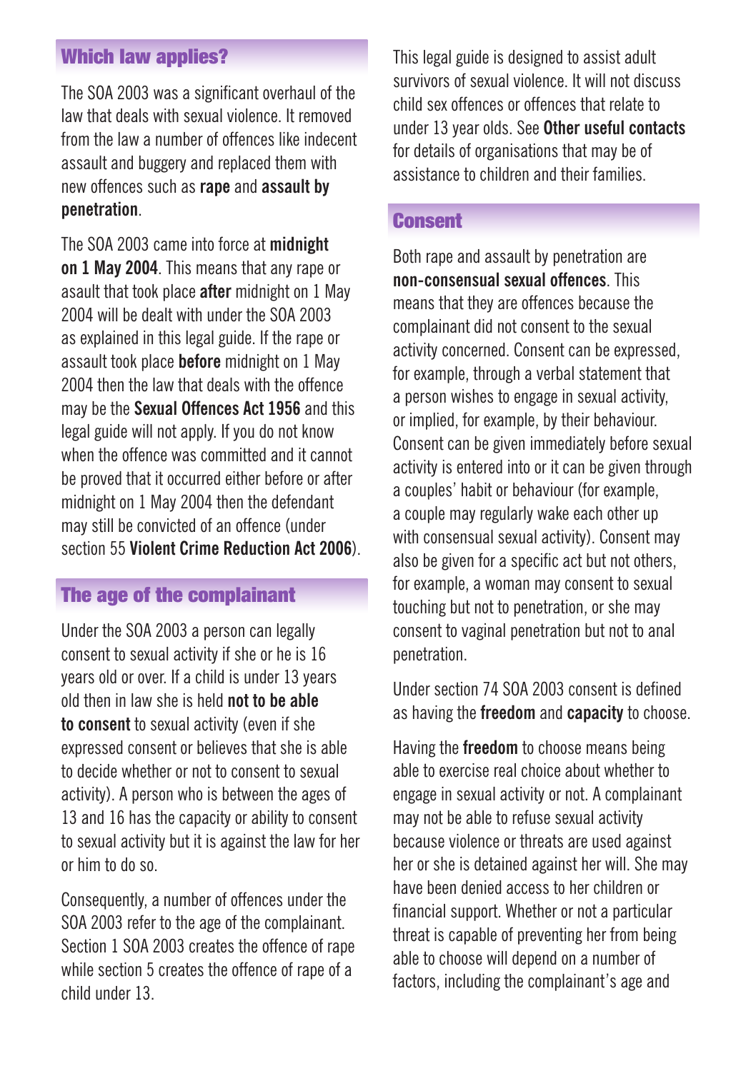## Which law applies?

The SOA 2003 was a significant overhaul of the law that deals with sexual violence. It removed from the law a number of offences like indecent assault and buggery and replaced them with new offences such as **rape** and **assault by penetration**.

The SOA 2003 came into force at **midnight on 1 May 2004**. This means that any rape or assault that took place **after** midnight on 1 May 2004 will be dealt with under the SOA 2003 as explained in this legal guide. If the rape or assault took place **before** midnight on 1 May 2004 then the law that deals with the offence may be the **Sexual Offences Act 1956** and this legal guide will not apply. If you do not know when the offence was committed and it cannot be proved that it occurred either before or after midnight on 1 May 2004 then the defendant may still be convicted of an offence (under section 55 **Violent Crime Reduction Act 2006**).

## The age of the complainant

Under the SOA 2003 a person can legally consent to sexual activity if she or he is 16 years old or over. If a child is under 13 years old then in law she is held **not to be able to consent** to sexual activity (even if she expressed consent or believes that she is able to decide whether or not to consent to sexual activity). A person who is between the ages of 13 and 16 has the capacity or ability to consent to sexual activity but it is against the law for her or him to do so.

Consequently, a number of offences under the SOA 2003 refer to the age of the complainant. Section 1 SOA 2003 creates the offence of rape while section 5 creates the offence of rape of a child under 13.

This legal guide is designed to assist adult survivors of sexual violence. It will not discuss child sex offences or offences that relate to under 13 year olds. See **Other useful contacts** for details of organisations that may be of assistance to children and their families.

## Consent

Both rape and assault by penetration are **non-consensual sexual offences**. This means that they are offences because the complainant did not consent to the sexual activity concerned. Consent can be expressed, for example, through a verbal statement that a person wishes to engage in sexual activity, or implied, for example, by their behaviour. Consent can be given immediately before sexual activity is entered into or it can be given through a couples' habit or behaviour (for example, a couple may regularly wake each other up with consensual sexual activity). Consent may also be given for a specific act but not others, for example, a woman may consent to sexual touching but not to penetration, or she may consent to vaginal penetration but not to anal penetration.

Under section 74 SOA 2003 consent is defined as having the **freedom** and **capacity** to choose.

Having the **freedom** to choose means being able to exercise real choice about whether to engage in sexual activity or not. A complainant may not be able to refuse sexual activity because violence or threats are used against her or she is detained against her will. She may have been denied access to her children or financial support. Whether or not a particular threat is capable of preventing her from being able to choose will depend on a number of factors, including the complainant's age and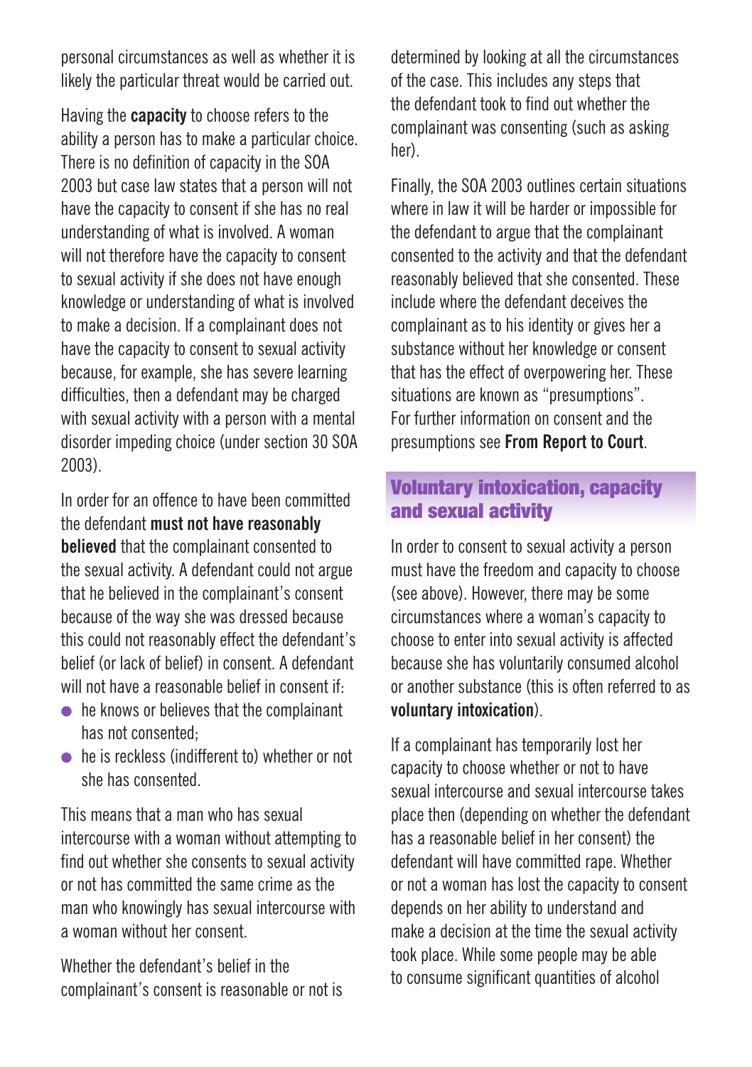personal circumstances as well as whether it is likely the particular threat would be carried out.

Having the **capacity** to choose refers to the ability a person has to make a particular choice. There is no definition of capacity in the SOA 2003 but case law states that a person will not have the capacity to consent if she has no real understanding of what is involved. A woman will not therefore have the capacity to consent to sexual activity if she does not have enough knowledge or understanding of what is involved to make a decision. If a complainant does not have the capacity to consent to sexual activity because, for example, she has severe learning difficulties, then a defendant may be charged with sexual activity with a person with a mental disorder impeding choice (under section 30 SOA 2003).

In order for an offence to have been committed the defendant **must not have reasonably believed** that the complainant consented to the sexual activity. A defendant could not argue that he believed in the complainant's consent because of the way she was dressed because this could not reasonably effect the defendant's belief (or lack of belief) in consent. A defendant will not have a reasonable belief in consent if:

- he knows or believes that the complainant has not consented;
- he is reckless (indifferent to) whether or not she has consented.

This means that a man who has sexual intercourse with a woman without attempting to find out whether she consents to sexual activity or not has committed the same crime as the man who knowingly has sexual intercourse with a woman without her consent.

Whether the defendant's belief in the complainant's consent is reasonable or not is determined by looking at all the circumstances of the case. This includes any steps that the defendant took to find out whether the complainant was consenting (such as asking her).

Finally, the SOA 2003 outlines certain situations where in law it will be harder or impossible for the defendant to argue that the complainant consented to the activity and that the defendant reasonably believed that she consented. These include where the defendant deceives the complainant as to his identity or gives her a substance without her knowledge or consent that has the effect of overpowering her. These situations are known as "presumptions". For further information on consent and the presumptions see **From Report to Court**.

## Voluntary intoxication, capacity and sexual activity

In order to consent to sexual activity a person must have the freedom and capacity to choose (see above). However, there may be some circumstances where a woman's capacity to choose to enter into sexual activity is affected because she has voluntarily consumed alcohol or another substance (this is often referred to as **voluntary intoxication**).

If a complainant has temporarily lost her capacity to choose whether or not to have sexual intercourse and sexual intercourse takes place then (depending on whether the defendant has a reasonable belief in her consent) the defendant will have committed rape. Whether or not a woman has lost the capacity to consent depends on her ability to understand and make a decision at the time the sexual activity took place. While some people may be able to consume significant quantities of alcohol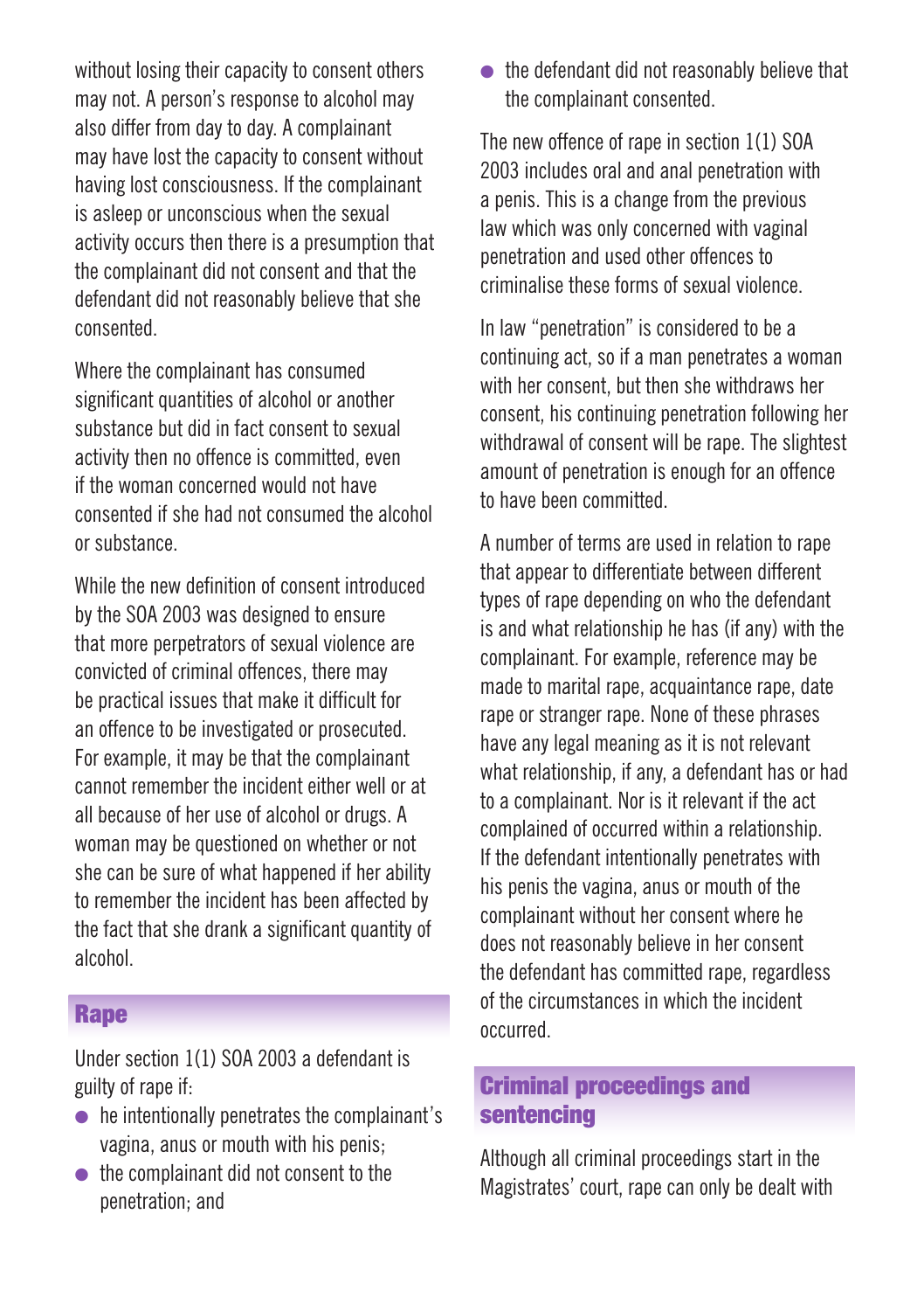without losing their capacity to consent others may not. A person's response to alcohol may also differ from day to day. A complainant may have lost the capacity to consent without having lost consciousness. If the complainant is asleep or unconscious when the sexual activity occurs then there is a presumption that the complainant did not consent and that the defendant did not reasonably believe that she consented.

Where the complainant has consumed significant quantities of alcohol or another substance but did in fact consent to sexual activity then no offence is committed, even if the woman concerned would not have consented if she had not consumed the alcohol or substance.

While the new definition of consent introduced by the SOA 2003 was designed to ensure that more perpetrators of sexual violence are convicted of criminal offences, there may be practical issues that make it difficult for an offence to be investigated or prosecuted. For example, it may be that the complainant cannot remember the incident either well or at all because of her use of alcohol or drugs. A woman may be questioned on whether or not she can be sure of what happened if her ability to remember the incident has been affected by the fact that she drank a significant quantity of alcohol.

## Rape

Under section 1(1) SOA 2003 a defendant is guilty of rape if:

- he intentionally penetrates the complainant's vagina, anus or mouth with his penis;
- the complainant did not consent to the penetration; and
- the defendant did not reasonably believe that the complainant consented.

The new offence of rape in section 1(1) SOA 2003 includes oral and anal penetration with a penis. This is a change from the previous law which was only concerned with vaginal penetration and used other offences to criminalise these forms of sexual violence.

In law "penetration" is considered to be a continuing act, so if a man penetrates a woman with her consent, but then she withdraws her consent, his continuing penetration following her withdrawal of consent will be rape. The slightest amount of penetration is enough for an offence to have been committed.

A number of terms are used in relation to rape that appear to differentiate between different types of rape depending on who the defendant is and what relationship he has (if any) with the complainant. For example, reference may be made to marital rape, acquaintance rape, date rape or stranger rape. None of these phrases have any legal meaning as it is not relevant what relationship, if any, a defendant has or had to a complainant. Nor is it relevant if the act complained of occurred within a relationship. If the defendant intentionally penetrates with his penis the vagina, anus or mouth of the complainant without her consent where he does not reasonably believe in her consent the defendant has committed rape, regardless of the circumstances in which the incident occurred.

## Criminal proceedings and sentencing

Although all criminal proceedings start in the Magistrates' court, rape can only be dealt with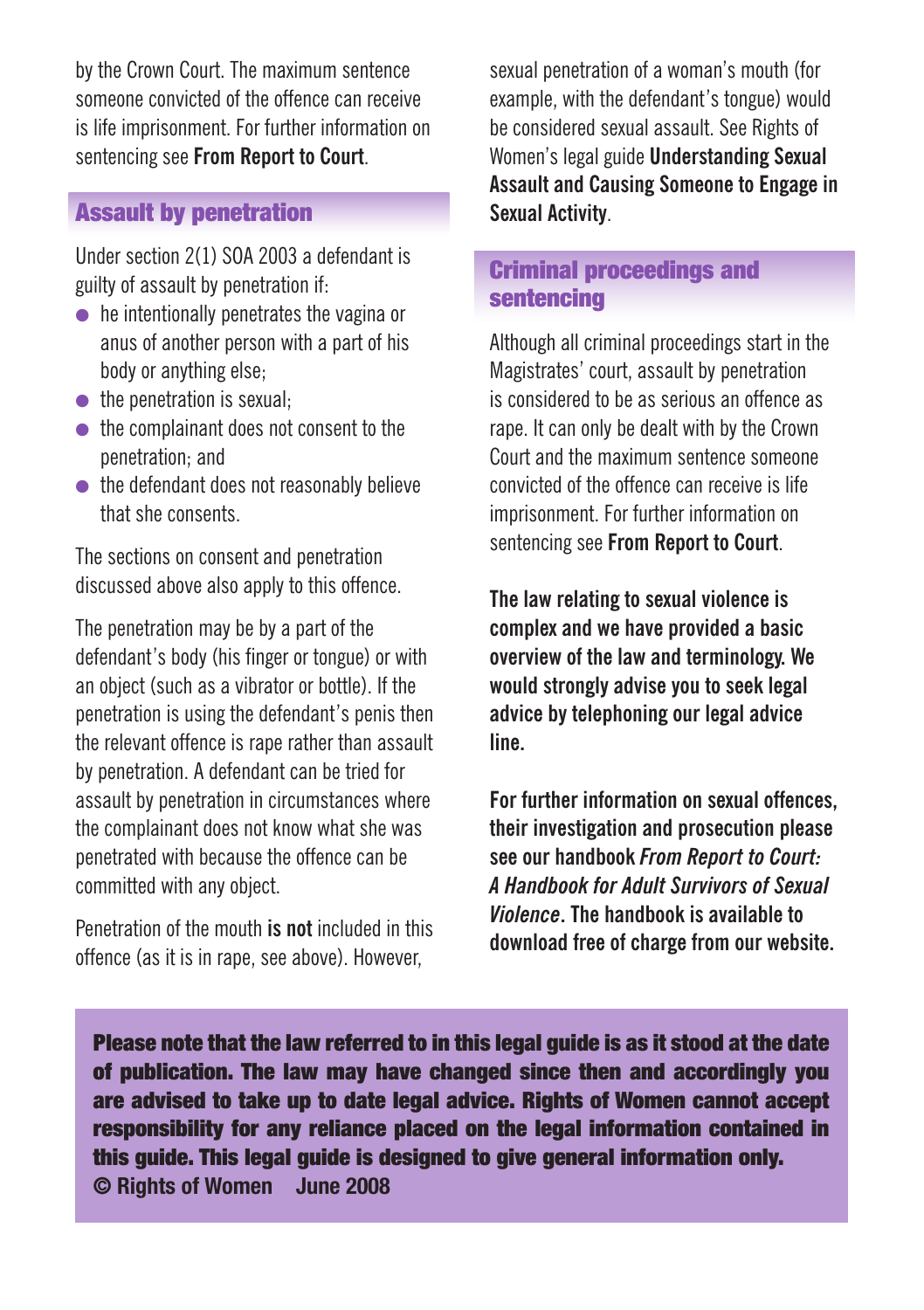by the Crown Court. The maximum sentence someone convicted of the offence can receive is life imprisonment. For further information on sentencing see **From Report to Court**.

## Assault by penetration

Under section 2(1) SOA 2003 a defendant is guilty of assault by penetration if:

- he intentionally penetrates the vagina or anus of another person with a part of his body or anything else;
- the penetration is sexual;
- the complainant does not consent to the penetration; and
- the defendant does not reasonably believe that she consents.

The sections on consent and penetration discussed above also apply to this offence.

The penetration may be by a part of the defendant's body (his finger or tongue) or with an object (such as a vibrator or bottle). If the penetration is using the defendant's penis then the relevant offence is rape rather than assault by penetration. A defendant can be tried for assault by penetration in circumstances where the complainant does not know what she was penetrated with because the offence can be committed with any object.

Penetration of the mouth **is not** included in this offence (as it is in rape, see above). However, sexual penetration of a woman's mouth (for example, with the defendant's tongue) would be considered sexual assault. See Rights of Women's legal guide **Understanding Sexual Assault and Causing Someone to Engage in Sexual Activity**.

## Criminal proceedings and sentencing

Although all criminal proceedings start in the Magistrates' court, assault by penetration is considered to be as serious an offence as rape. It can only be dealt with by the Crown Court and the maximum sentence someone convicted of the offence can receive is life imprisonment. For further information on sentencing see **From Report to Court**.

**The law relating to sexual violence is complex and we have provided a basic overview of the law and terminology. We would strongly advise you to seek legal advice by telephoning our legal advice line.**

**For further information on sexual offences, their investigation and prosecution please see our handbook *From Report to Court: A Handbook for Adult Survivors of Sexual Violence*. The handbook is available to download free of charge from our website.**

**Please note that the law referred to in this legal guide is as it stood at the date of publication. The law may have changed since then and accordingly you are advised to take up to date legal advice. Rights of Women cannot accept responsibility for any reliance placed on the legal information contained in this guide. This legal guide is designed to give general information only.**
**© Rights of Women June 2008**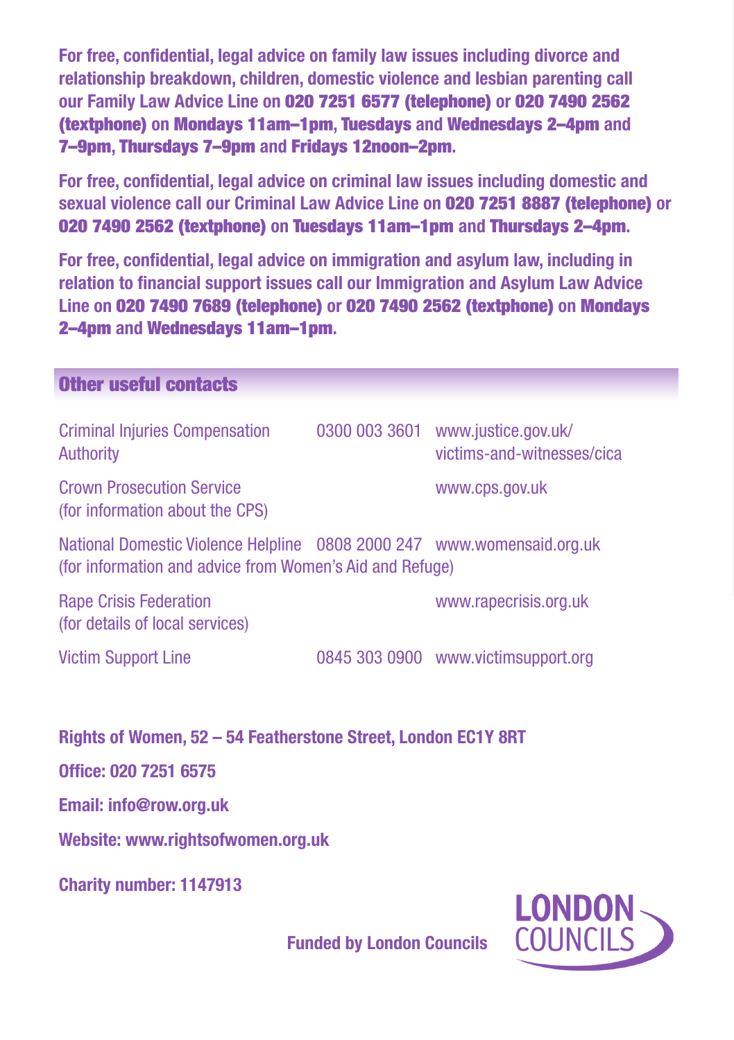**For free, confidential, legal advice on family law issues including divorce and relationship breakdown, children, domestic violence and lesbian parenting call our Family Law Advice Line on 020 7251 6577 (telephone) or 020 7490 2562 (textphone) on Mondays 11am–1pm, Tuesdays and Wednesdays 2–4pm and 7–9pm, Thursdays 7–9pm and Fridays 12noon–2pm.**

**For free, confidential, legal advice on criminal law issues including domestic and sexual violence call our Criminal Law Advice Line on 020 7251 8887 (telephone) or 020 7490 2562 (textphone) on Tuesdays 11am–1pm and Thursdays 2–4pm.**

**For free, confidential, legal advice on immigration and asylum law, including in relation to financial support issues call our Immigration and Asylum Law Advice Line on 020 7490 7689 (telephone) or 020 7490 2562 (textphone) on Mondays 2–4pm and Wednesdays 11am–1pm.**

## Other useful contacts

| | | |
|---|---|---|
| Criminal Injuries Compensation Authority | 0300 003 3601 | www.justice.gov.uk/victims-and-witnesses/cica |
| Crown Prosecution Service (for information about the CPS) | | www.cps.gov.uk |
| National Domestic Violence Helpline (for information and advice from Women's Aid and Refuge) | 0808 2000 247 | www.womensaid.org.uk |
| Rape Crisis Federation (for details of local services) | | www.rapecrisis.org.uk |
| Victim Support Line | 0845 303 0900 | www.victimsupport.org |

**Rights of Women, 52 – 54 Featherstone Street, London EC1Y 8RT**

**Office: 020 7251 6575**

**Email: info@row.org.uk**

**Website: www.rightsofwomen.org.uk**

**Charity number: 1147913**

**Funded by London Councils**

LONDON COUNCILS